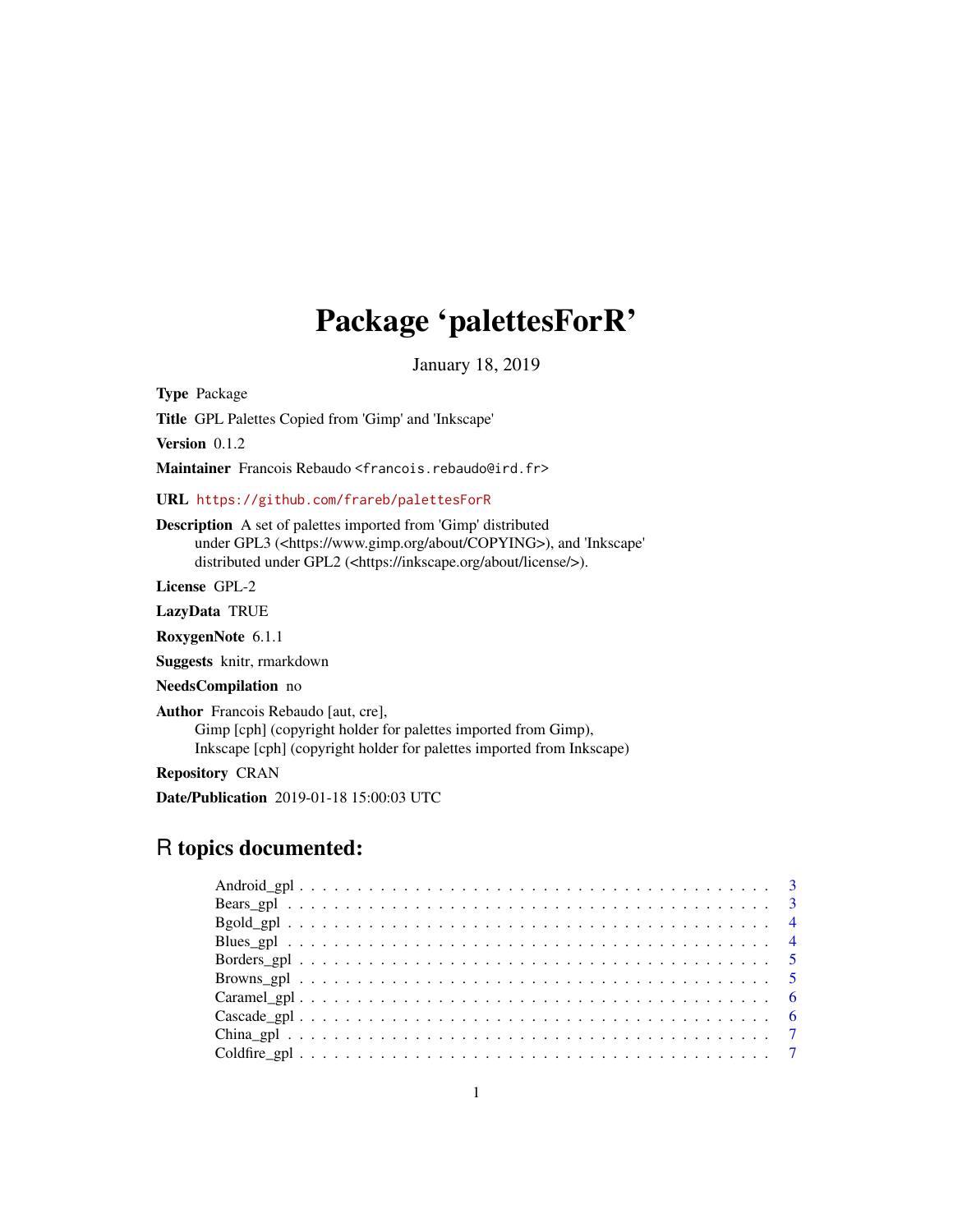# Package 'palettesForR'

January 18, 2019

**Type** Package

**Title** GPL Palettes Copied from 'Gimp' and 'Inkscape'

**Version** 0.1.2

**Maintainer** Francois Rebaudo <francois.rebaudo@ird.fr>

**URL** https://github.com/frareb/palettesForR

**Description** A set of palettes imported from 'Gimp' distributed under GPL3 (<https://www.gimp.org/about/COPYING>), and 'Inkscape' distributed under GPL2 (<https://inkscape.org/about/license/>).

**License** GPL-2

**LazyData** TRUE

**RoxygenNote** 6.1.1

**Suggests** knitr, rmarkdown

**NeedsCompilation** no

**Author** Francois Rebaudo [aut, cre],
Gimp [cph] (copyright holder for palettes imported from Gimp),
Inkscape [cph] (copyright holder for palettes imported from Inkscape)

**Repository** CRAN

**Date/Publication** 2019-01-18 15:00:03 UTC

## R topics documented:

Android_gpl . . . . . . . . . . . . . . . . . . . . . . . . . . . . . . . . . . . . . . . . . . 3
Bears_gpl . . . . . . . . . . . . . . . . . . . . . . . . . . . . . . . . . . . . . . . . . . 3
Bgold_gpl . . . . . . . . . . . . . . . . . . . . . . . . . . . . . . . . . . . . . . . . . . 4
Blues_gpl . . . . . . . . . . . . . . . . . . . . . . . . . . . . . . . . . . . . . . . . . . 4
Borders_gpl . . . . . . . . . . . . . . . . . . . . . . . . . . . . . . . . . . . . . . . . . . 5
Browns_gpl . . . . . . . . . . . . . . . . . . . . . . . . . . . . . . . . . . . . . . . . . . 5
Caramel_gpl . . . . . . . . . . . . . . . . . . . . . . . . . . . . . . . . . . . . . . . . . . 6
Cascade_gpl . . . . . . . . . . . . . . . . . . . . . . . . . . . . . . . . . . . . . . . . . . 6
China_gpl . . . . . . . . . . . . . . . . . . . . . . . . . . . . . . . . . . . . . . . . . . 7
Coldfire_gpl . . . . . . . . . . . . . . . . . . . . . . . . . . . . . . . . . . . . . . . . . . 7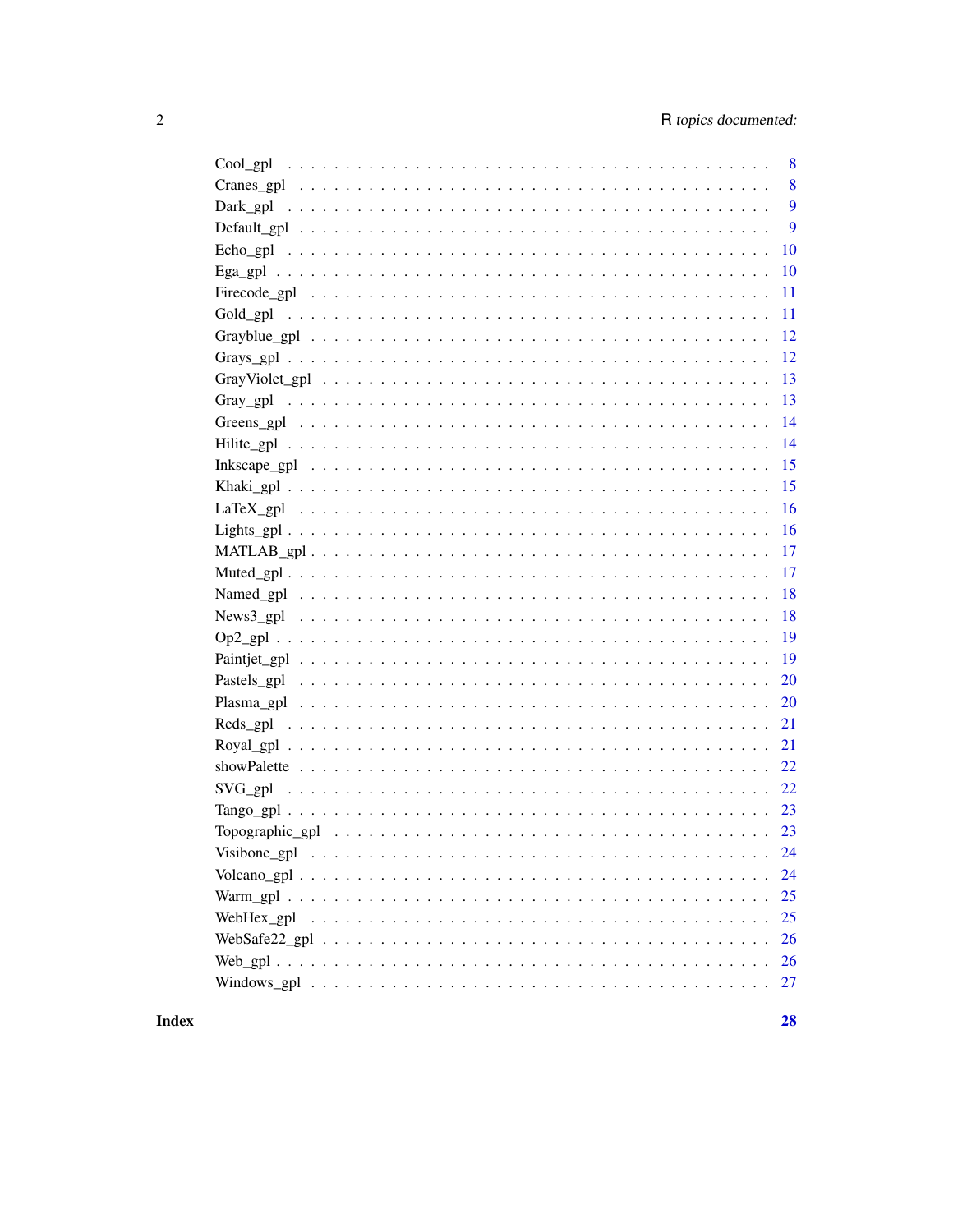Cool_gpl . . . . . . . . . . . . . . . . . . . . . . . . . . . . . . . . . . . . . . . . 8
Cranes_gpl . . . . . . . . . . . . . . . . . . . . . . . . . . . . . . . . . . . . . . . 8
Dark_gpl . . . . . . . . . . . . . . . . . . . . . . . . . . . . . . . . . . . . . . . . 9
Default_gpl . . . . . . . . . . . . . . . . . . . . . . . . . . . . . . . . . . . . . . 9
Echo_gpl . . . . . . . . . . . . . . . . . . . . . . . . . . . . . . . . . . . . . . . . 10
Ega_gpl . . . . . . . . . . . . . . . . . . . . . . . . . . . . . . . . . . . . . . . . 10
Firecode_gpl . . . . . . . . . . . . . . . . . . . . . . . . . . . . . . . . . . . . . 11
Gold_gpl . . . . . . . . . . . . . . . . . . . . . . . . . . . . . . . . . . . . . . . . 11
Grayblue_gpl . . . . . . . . . . . . . . . . . . . . . . . . . . . . . . . . . . . . . 12
Grays_gpl . . . . . . . . . . . . . . . . . . . . . . . . . . . . . . . . . . . . . . . 12
GrayViolet_gpl . . . . . . . . . . . . . . . . . . . . . . . . . . . . . . . . . . . . 13
Gray_gpl . . . . . . . . . . . . . . . . . . . . . . . . . . . . . . . . . . . . . . . . 13
Greens_gpl . . . . . . . . . . . . . . . . . . . . . . . . . . . . . . . . . . . . . . 14
Hilite_gpl . . . . . . . . . . . . . . . . . . . . . . . . . . . . . . . . . . . . . . . 14
Inkscape_gpl . . . . . . . . . . . . . . . . . . . . . . . . . . . . . . . . . . . . . 15
Khaki_gpl . . . . . . . . . . . . . . . . . . . . . . . . . . . . . . . . . . . . . . . 15
LaTeX_gpl . . . . . . . . . . . . . . . . . . . . . . . . . . . . . . . . . . . . . . . 16
Lights_gpl . . . . . . . . . . . . . . . . . . . . . . . . . . . . . . . . . . . . . . . 16
MATLAB_gpl . . . . . . . . . . . . . . . . . . . . . . . . . . . . . . . . . . . . . . 17
Muted_gpl . . . . . . . . . . . . . . . . . . . . . . . . . . . . . . . . . . . . . . . 17
Named_gpl . . . . . . . . . . . . . . . . . . . . . . . . . . . . . . . . . . . . . . . 18
News3_gpl . . . . . . . . . . . . . . . . . . . . . . . . . . . . . . . . . . . . . . . 18
Op2_gpl . . . . . . . . . . . . . . . . . . . . . . . . . . . . . . . . . . . . . . . . 19
Paintjet_gpl . . . . . . . . . . . . . . . . . . . . . . . . . . . . . . . . . . . . . . 19
Pastels_gpl . . . . . . . . . . . . . . . . . . . . . . . . . . . . . . . . . . . . . . 20
Plasma_gpl . . . . . . . . . . . . . . . . . . . . . . . . . . . . . . . . . . . . . . . 20
Reds_gpl . . . . . . . . . . . . . . . . . . . . . . . . . . . . . . . . . . . . . . . . 21
Royal_gpl . . . . . . . . . . . . . . . . . . . . . . . . . . . . . . . . . . . . . . . 21
showPalette . . . . . . . . . . . . . . . . . . . . . . . . . . . . . . . . . . . . . . 22
SVG_gpl . . . . . . . . . . . . . . . . . . . . . . . . . . . . . . . . . . . . . . . . 22
Tango_gpl . . . . . . . . . . . . . . . . . . . . . . . . . . . . . . . . . . . . . . . 23
Topographic_gpl . . . . . . . . . . . . . . . . . . . . . . . . . . . . . . . . . . . 23
Visibone_gpl . . . . . . . . . . . . . . . . . . . . . . . . . . . . . . . . . . . . . 24
Volcano_gpl . . . . . . . . . . . . . . . . . . . . . . . . . . . . . . . . . . . . . . 24
Warm_gpl . . . . . . . . . . . . . . . . . . . . . . . . . . . . . . . . . . . . . . . . 25
WebHex_gpl . . . . . . . . . . . . . . . . . . . . . . . . . . . . . . . . . . . . . . 25
WebSafe22_gpl . . . . . . . . . . . . . . . . . . . . . . . . . . . . . . . . . . . . 26
Web_gpl . . . . . . . . . . . . . . . . . . . . . . . . . . . . . . . . . . . . . . . . 26
Windows_gpl . . . . . . . . . . . . . . . . . . . . . . . . . . . . . . . . . . . . . 27

**Index** **28**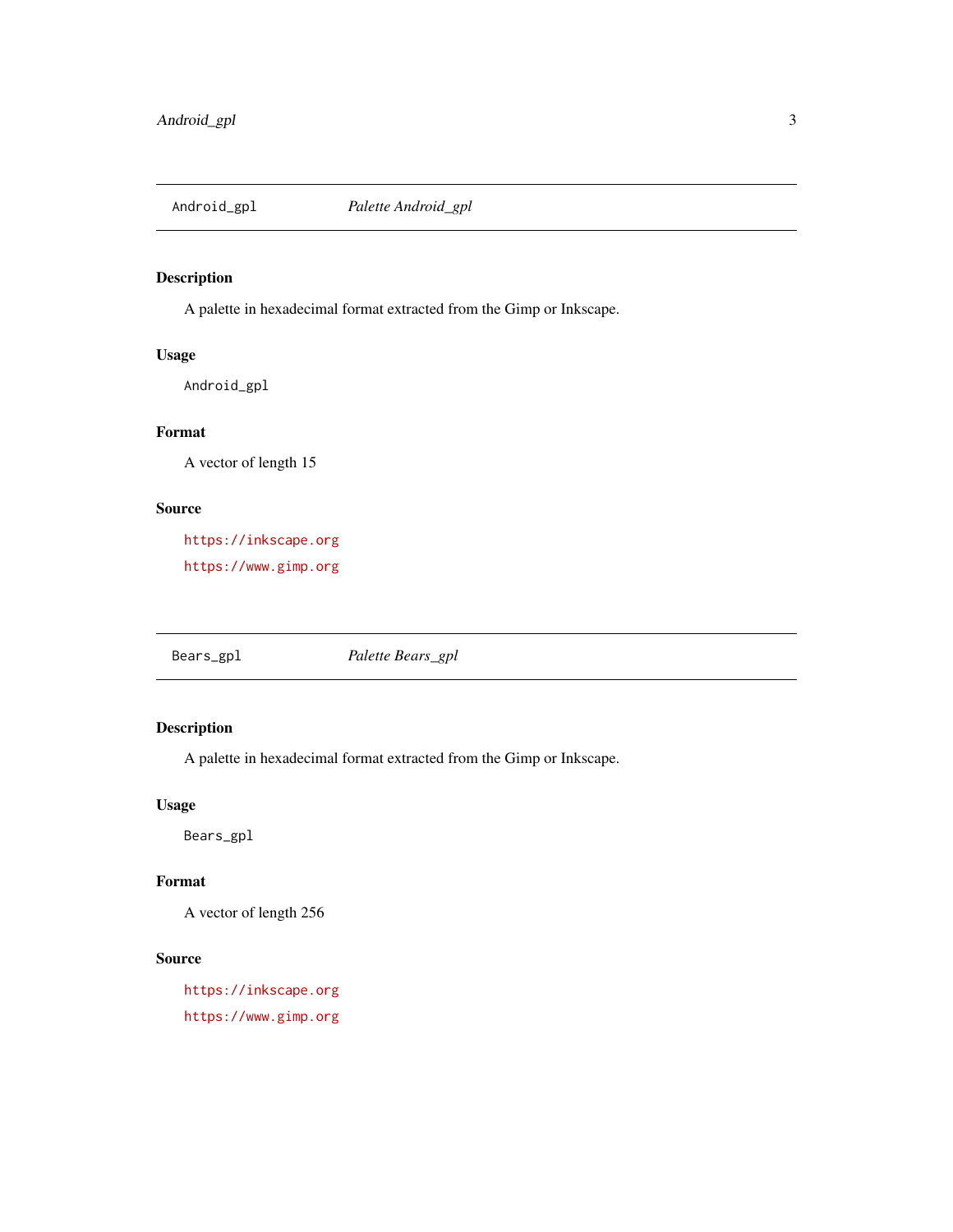## Android_gpl — *Palette Android_gpl*

### Description

A palette in hexadecimal format extracted from the Gimp or Inkscape.

### Usage

```
Android_gpl
```

### Format

A vector of length 15

### Source

https://inkscape.org

https://www.gimp.org

## Bears_gpl — *Palette Bears_gpl*

### Description

A palette in hexadecimal format extracted from the Gimp or Inkscape.

### Usage

```
Bears_gpl
```

### Format

A vector of length 256

### Source

https://inkscape.org

https://www.gimp.org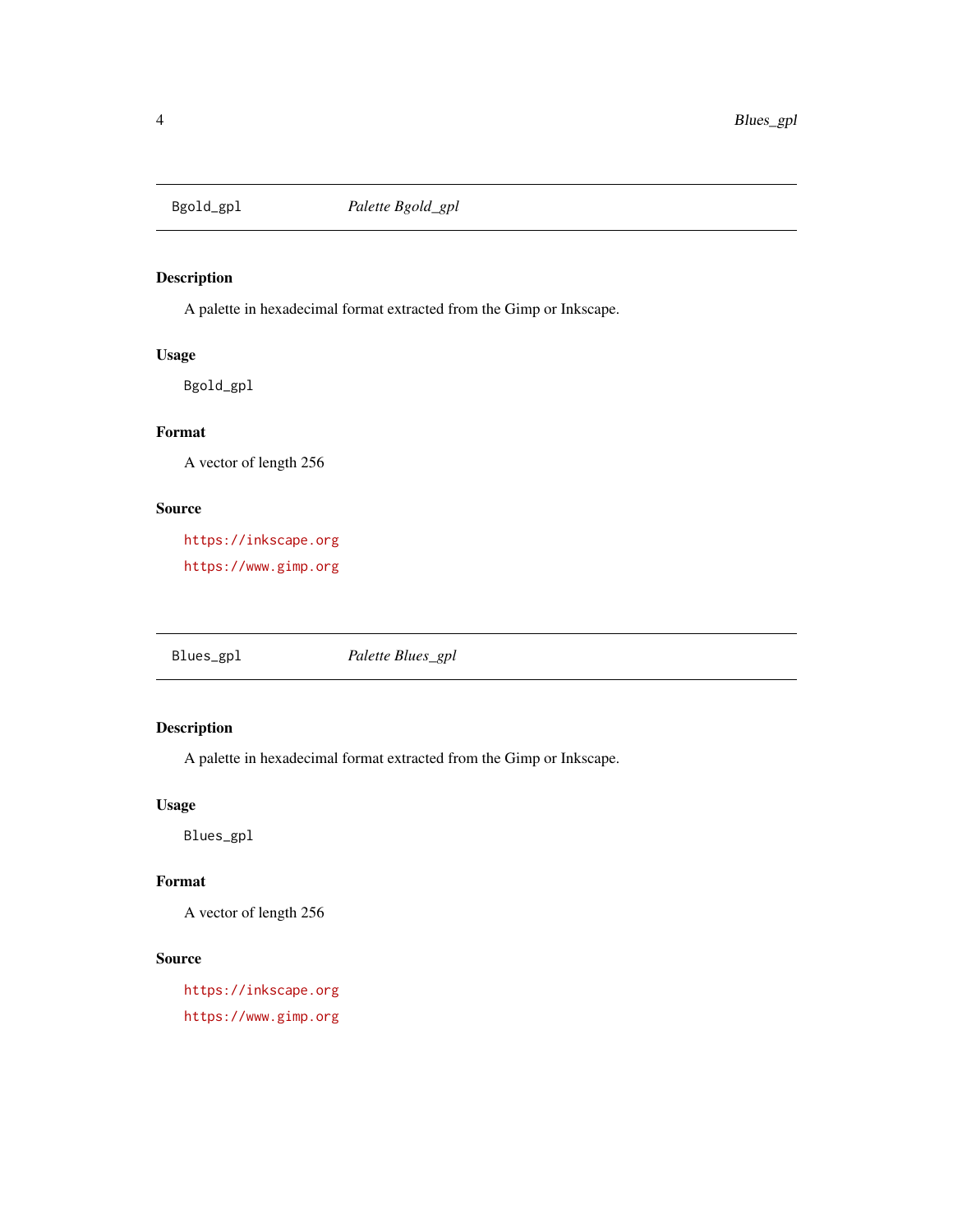## Bgold_gpl *Palette Bgold_gpl*

### Description

A palette in hexadecimal format extracted from the Gimp or Inkscape.

### Usage

```
Bgold_gpl
```

### Format

A vector of length 256

### Source

https://inkscape.org

https://www.gimp.org

## Blues_gpl *Palette Blues_gpl*

### Description

A palette in hexadecimal format extracted from the Gimp or Inkscape.

### Usage

```
Blues_gpl
```

### Format

A vector of length 256

### Source

https://inkscape.org

https://www.gimp.org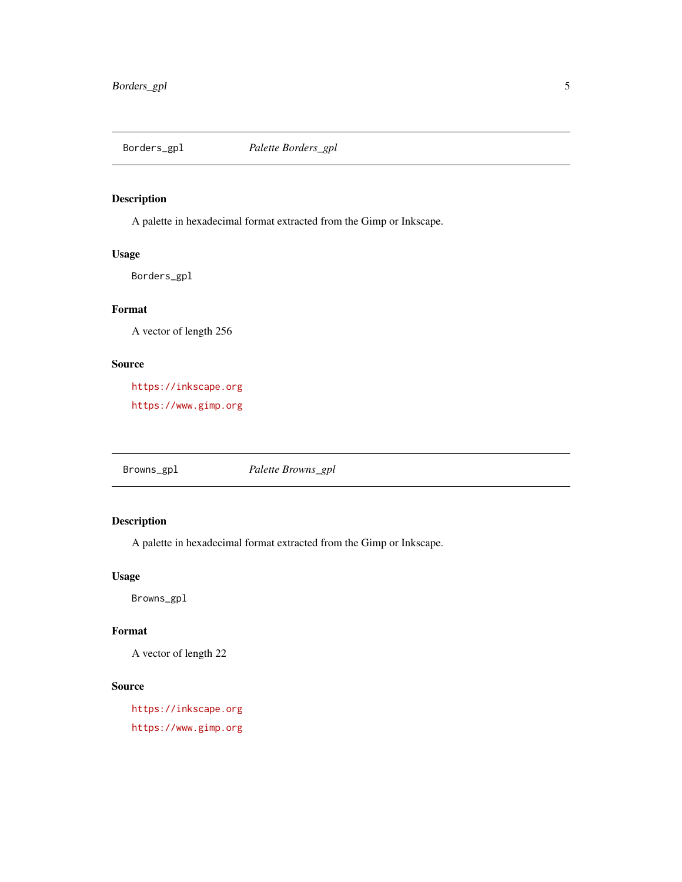## Borders_gpl — *Palette Borders_gpl*

### Description

A palette in hexadecimal format extracted from the Gimp or Inkscape.

### Usage

```
Borders_gpl
```

### Format

A vector of length 256

### Source

https://inkscape.org

https://www.gimp.org

## Browns_gpl — *Palette Browns_gpl*

### Description

A palette in hexadecimal format extracted from the Gimp or Inkscape.

### Usage

```
Browns_gpl
```

### Format

A vector of length 22

### Source

https://inkscape.org

https://www.gimp.org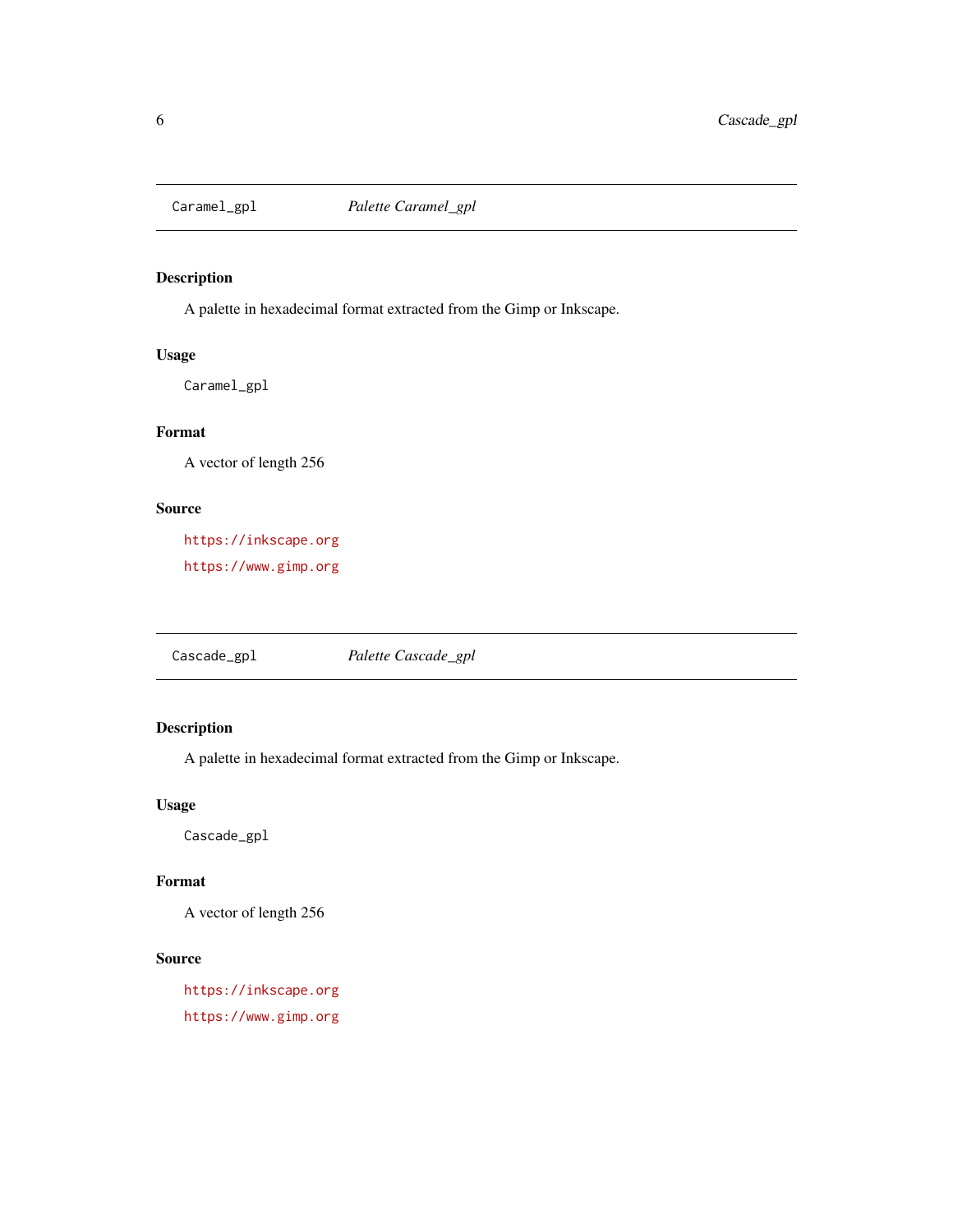## Caramel_gpl *Palette Caramel_gpl*

### Description

A palette in hexadecimal format extracted from the Gimp or Inkscape.

### Usage

```
Caramel_gpl
```

### Format

A vector of length 256

### Source

https://inkscape.org

https://www.gimp.org

## Cascade_gpl *Palette Cascade_gpl*

### Description

A palette in hexadecimal format extracted from the Gimp or Inkscape.

### Usage

```
Cascade_gpl
```

### Format

A vector of length 256

### Source

https://inkscape.org

https://www.gimp.org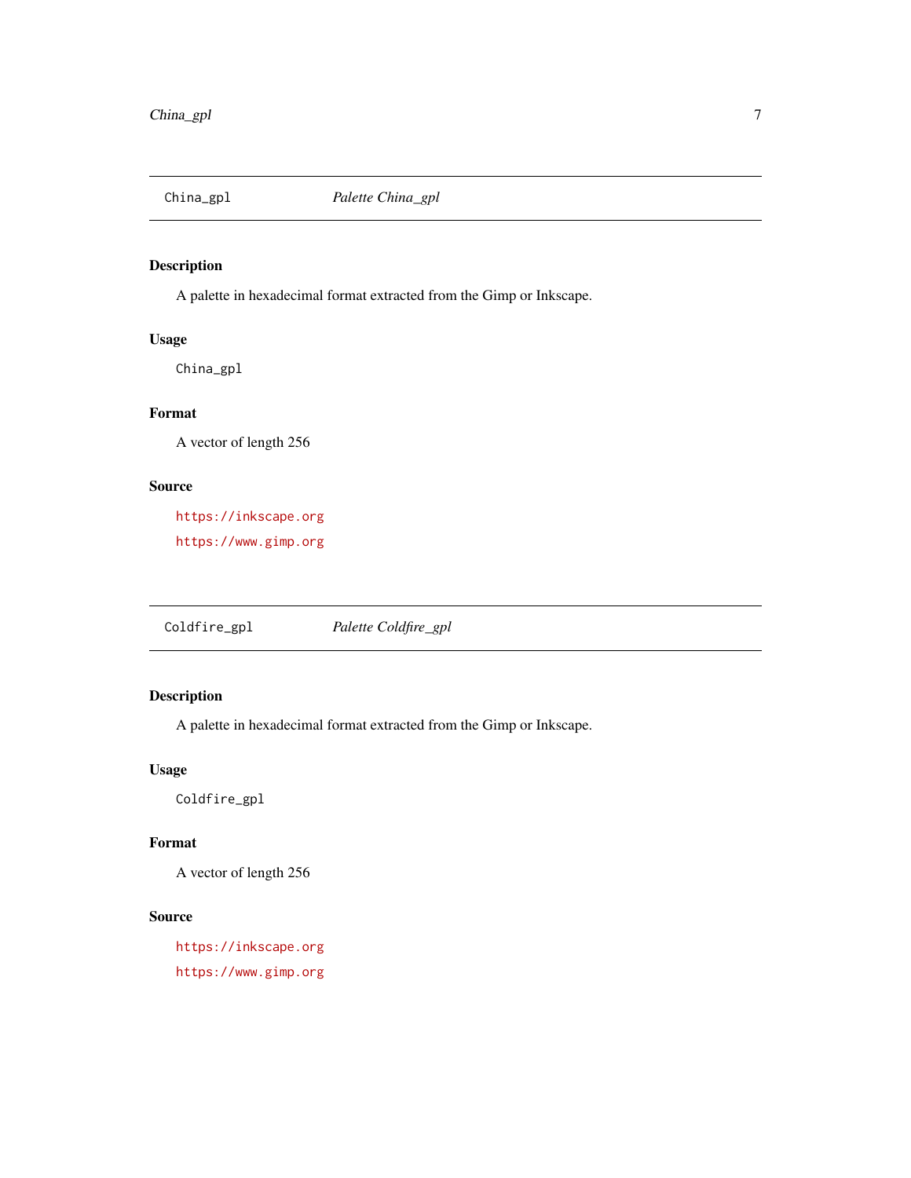## China_gpl *Palette China_gpl*

### Description

A palette in hexadecimal format extracted from the Gimp or Inkscape.

### Usage

```
China_gpl
```

### Format

A vector of length 256

### Source

https://inkscape.org

https://www.gimp.org

## Coldfire_gpl *Palette Coldfire_gpl*

### Description

A palette in hexadecimal format extracted from the Gimp or Inkscape.

### Usage

```
Coldfire_gpl
```

### Format

A vector of length 256

### Source

https://inkscape.org

https://www.gimp.org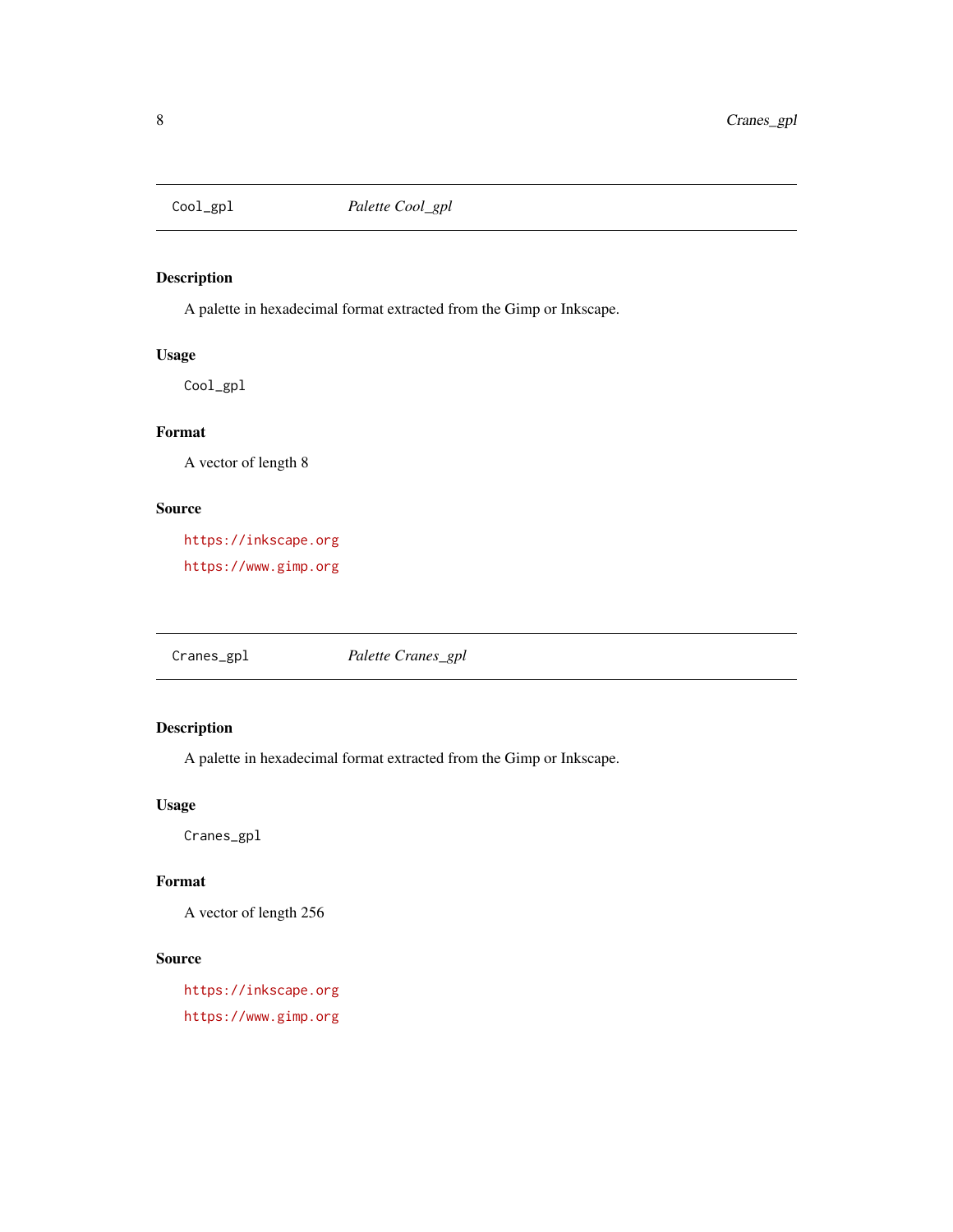## Cool_gpl *Palette Cool_gpl*

### Description

A palette in hexadecimal format extracted from the Gimp or Inkscape.

### Usage

```
Cool_gpl
```

### Format

A vector of length 8

### Source

https://inkscape.org

https://www.gimp.org

## Cranes_gpl *Palette Cranes_gpl*

### Description

A palette in hexadecimal format extracted from the Gimp or Inkscape.

### Usage

```
Cranes_gpl
```

### Format

A vector of length 256

### Source

https://inkscape.org

https://www.gimp.org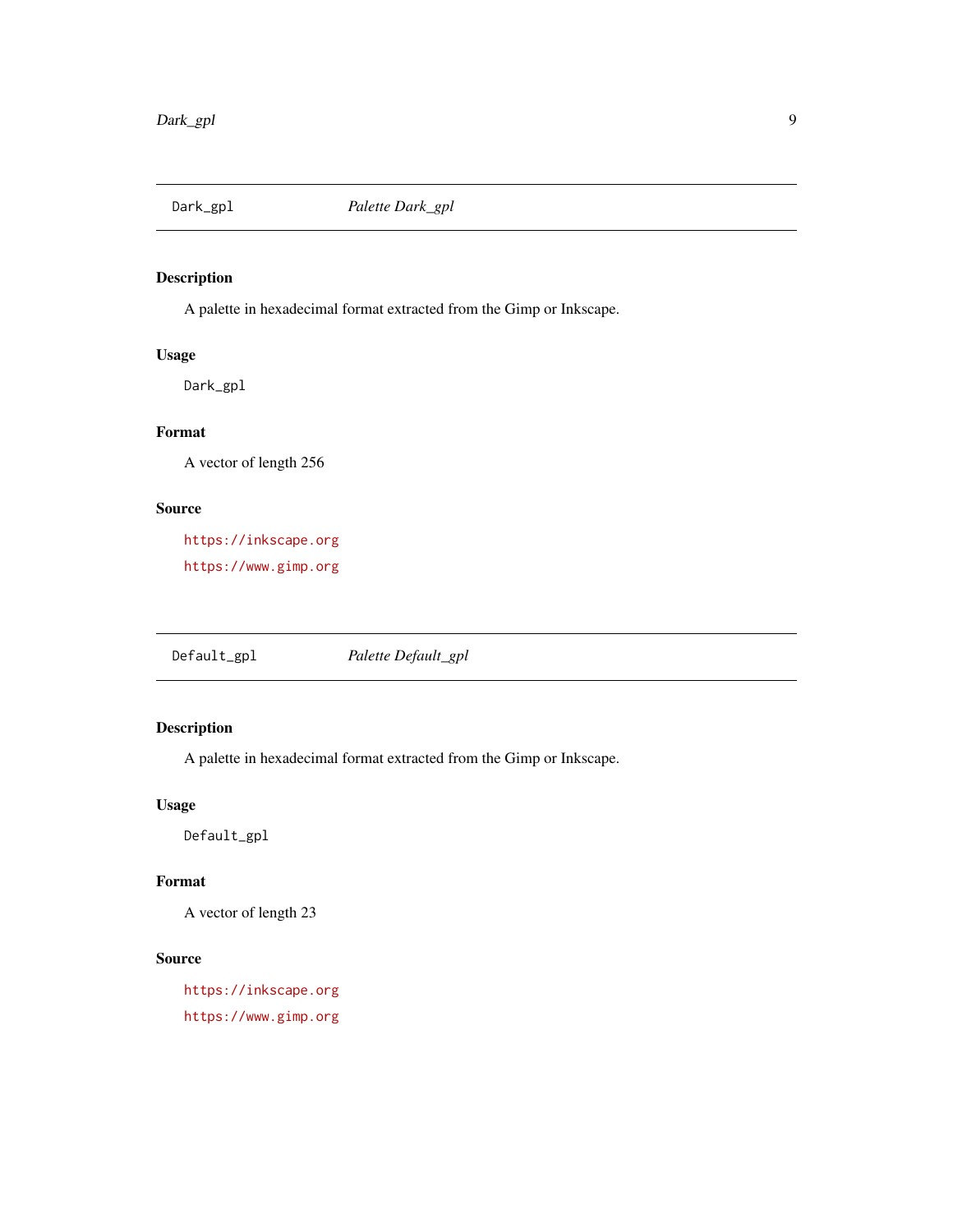## Dark_gpl — *Palette Dark_gpl*

### Description

A palette in hexadecimal format extracted from the Gimp or Inkscape.

### Usage

```
Dark_gpl
```

### Format

A vector of length 256

### Source

https://inkscape.org

https://www.gimp.org

## Default_gpl — *Palette Default_gpl*

### Description

A palette in hexadecimal format extracted from the Gimp or Inkscape.

### Usage

```
Default_gpl
```

### Format

A vector of length 23

### Source

https://inkscape.org

https://www.gimp.org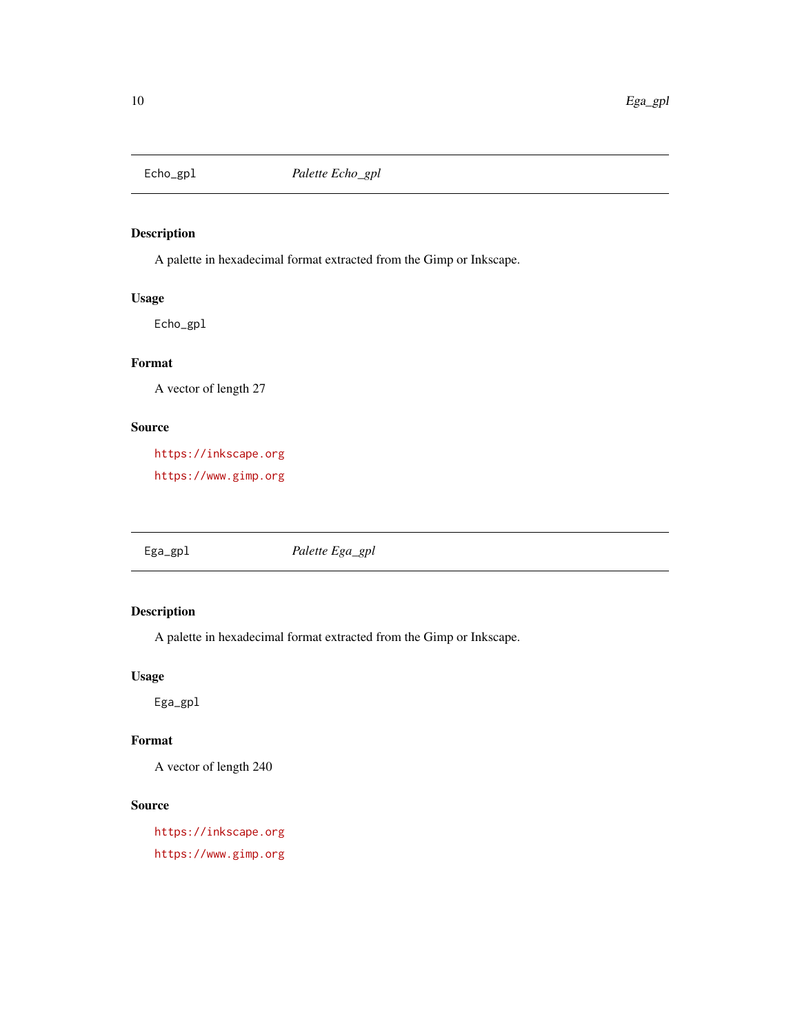## Echo_gpl *Palette Echo_gpl*

### Description

A palette in hexadecimal format extracted from the Gimp or Inkscape.

### Usage

```
Echo_gpl
```

### Format

A vector of length 27

### Source

https://inkscape.org

https://www.gimp.org

## Ega_gpl *Palette Ega_gpl*

### Description

A palette in hexadecimal format extracted from the Gimp or Inkscape.

### Usage

```
Ega_gpl
```

### Format

A vector of length 240

### Source

https://inkscape.org

https://www.gimp.org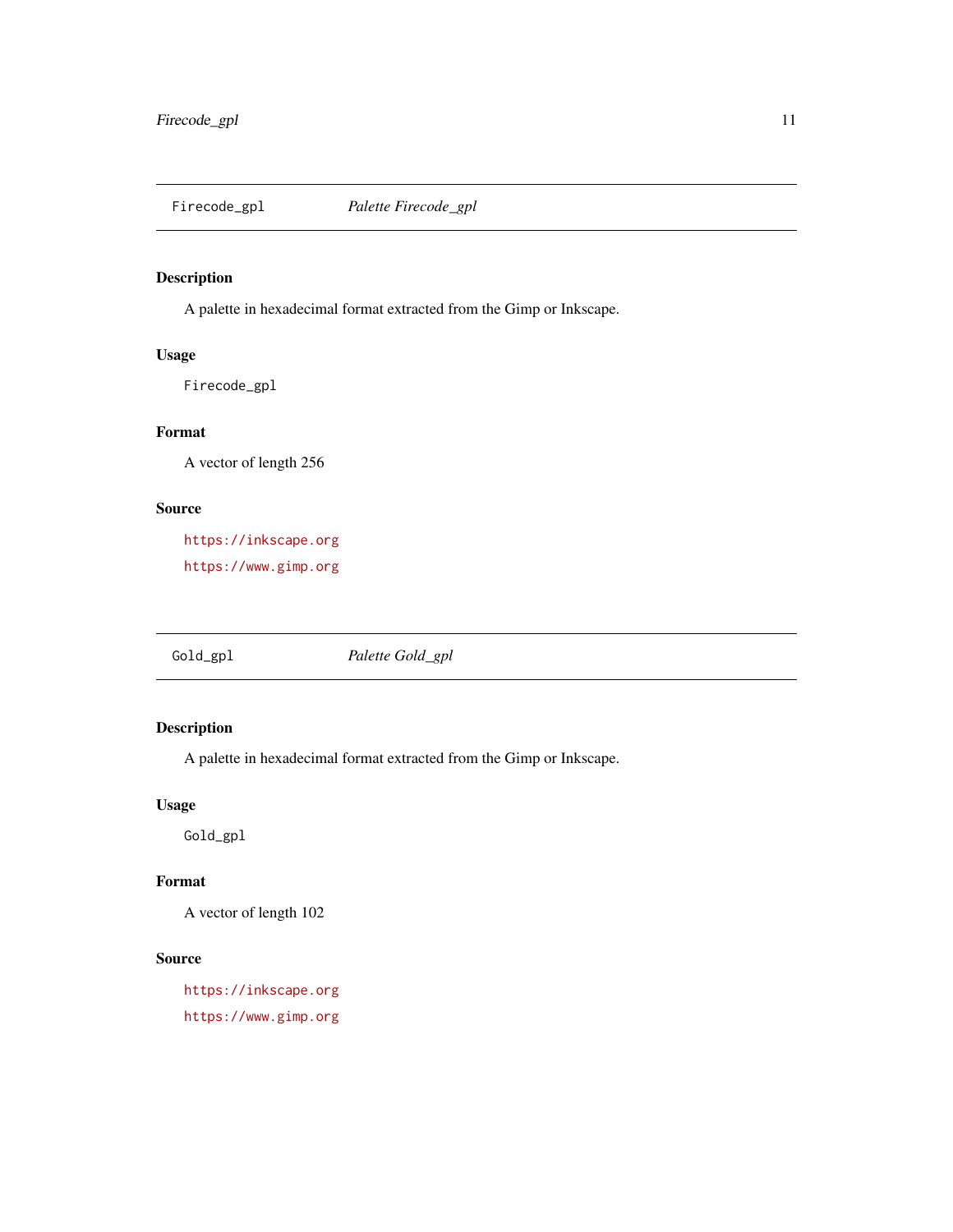## Firecode_gpl    *Palette Firecode_gpl*

### Description

A palette in hexadecimal format extracted from the Gimp or Inkscape.

### Usage

```
Firecode_gpl
```

### Format

A vector of length 256

### Source

https://inkscape.org

https://www.gimp.org

## Gold_gpl    *Palette Gold_gpl*

### Description

A palette in hexadecimal format extracted from the Gimp or Inkscape.

### Usage

```
Gold_gpl
```

### Format

A vector of length 102

### Source

https://inkscape.org

https://www.gimp.org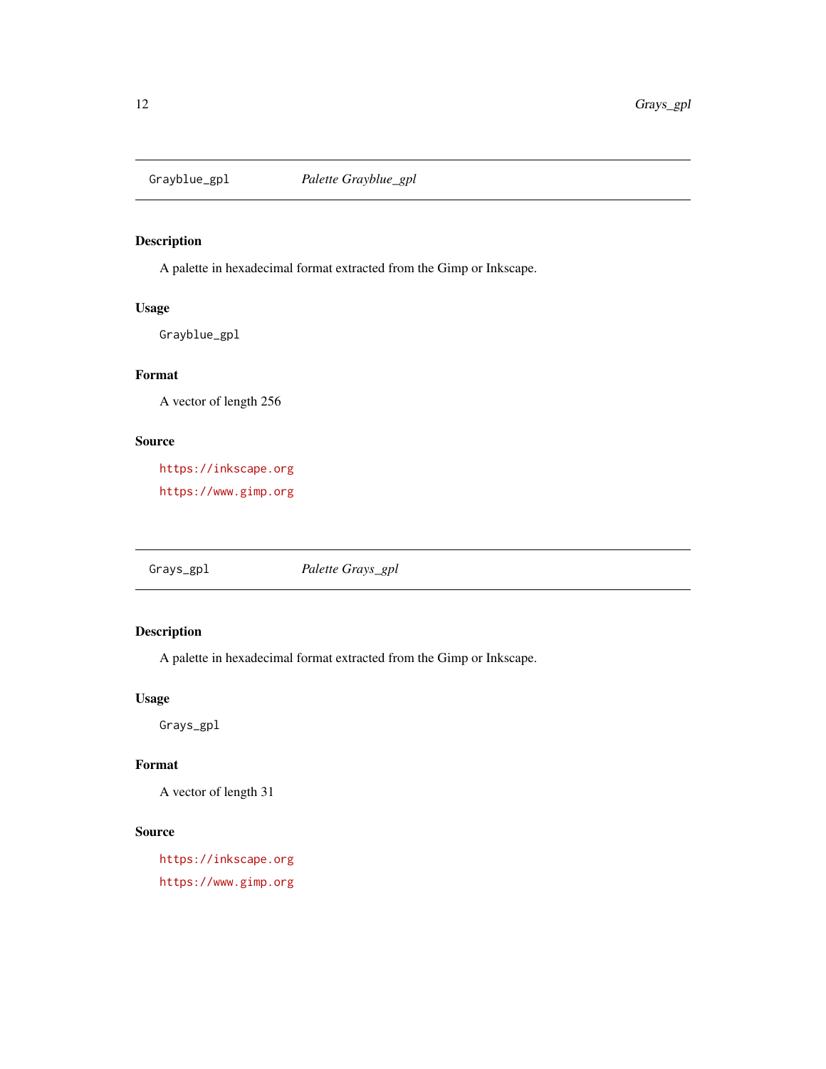## Grayblue_gpl *Palette Grayblue_gpl*

### Description

A palette in hexadecimal format extracted from the Gimp or Inkscape.

### Usage

```
Grayblue_gpl
```

### Format

A vector of length 256

### Source

https://inkscape.org

https://www.gimp.org

## Grays_gpl *Palette Grays_gpl*

### Description

A palette in hexadecimal format extracted from the Gimp or Inkscape.

### Usage

```
Grays_gpl
```

### Format

A vector of length 31

### Source

https://inkscape.org

https://www.gimp.org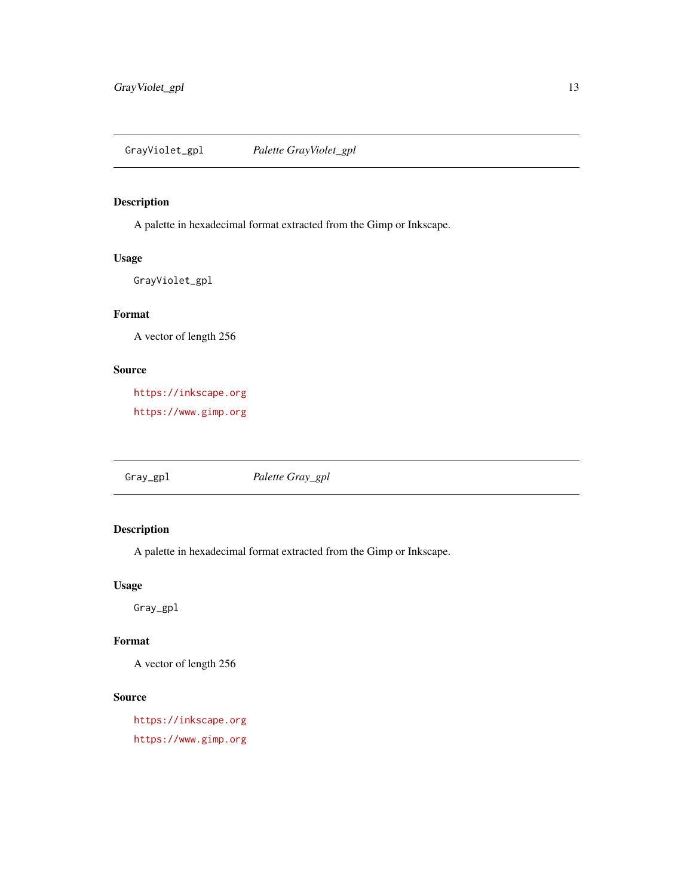## GrayViolet_gpl    *Palette GrayViolet_gpl*

### Description

A palette in hexadecimal format extracted from the Gimp or Inkscape.

### Usage

```
GrayViolet_gpl
```

### Format

A vector of length 256

### Source

https://inkscape.org

https://www.gimp.org

## Gray_gpl    *Palette Gray_gpl*

### Description

A palette in hexadecimal format extracted from the Gimp or Inkscape.

### Usage

```
Gray_gpl
```

### Format

A vector of length 256

### Source

https://inkscape.org

https://www.gimp.org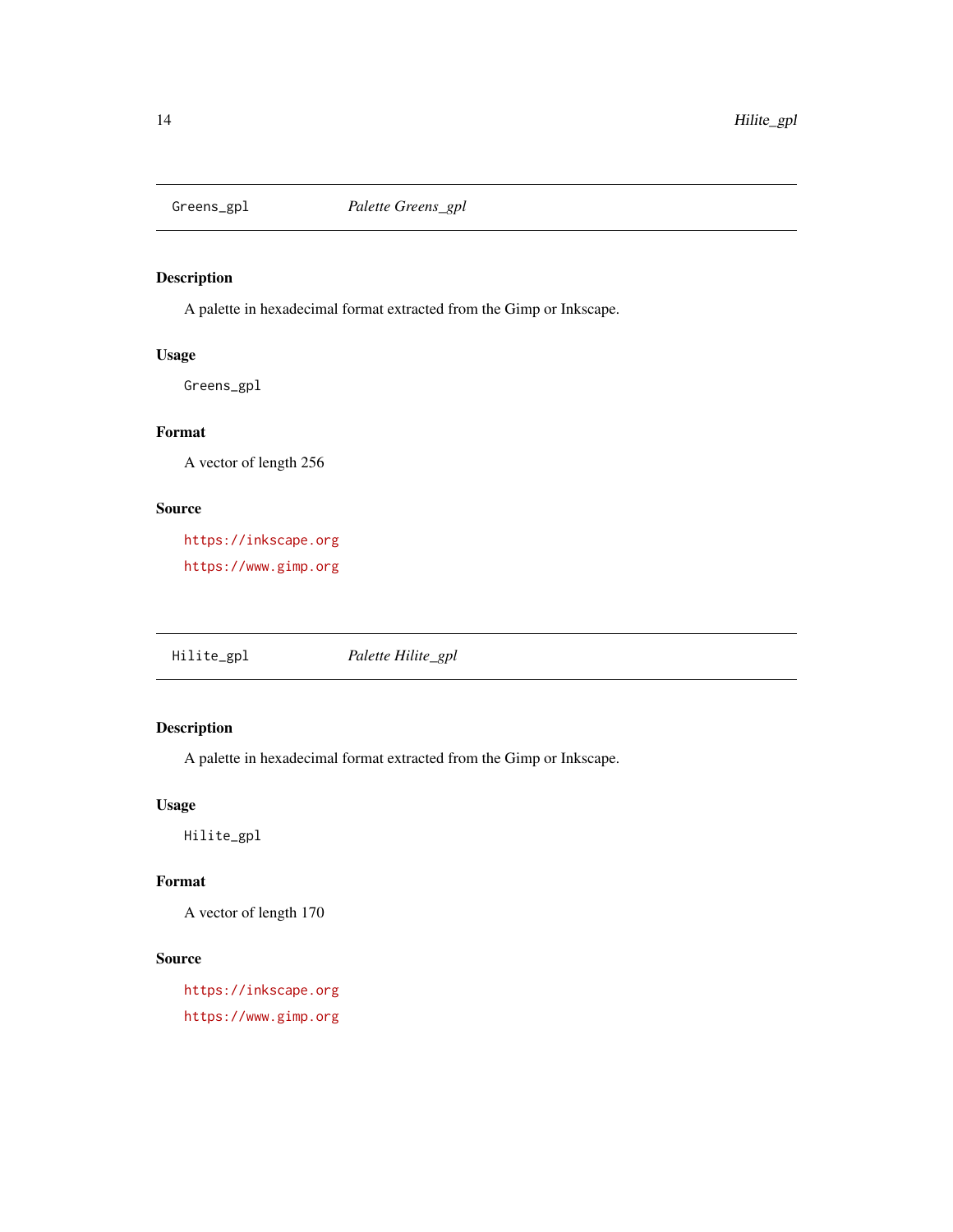## Greens_gpl — *Palette Greens_gpl*

### Description

A palette in hexadecimal format extracted from the Gimp or Inkscape.

### Usage

```
Greens_gpl
```

### Format

A vector of length 256

### Source

https://inkscape.org

https://www.gimp.org

## Hilite_gpl — *Palette Hilite_gpl*

### Description

A palette in hexadecimal format extracted from the Gimp or Inkscape.

### Usage

```
Hilite_gpl
```

### Format

A vector of length 170

### Source

https://inkscape.org

https://www.gimp.org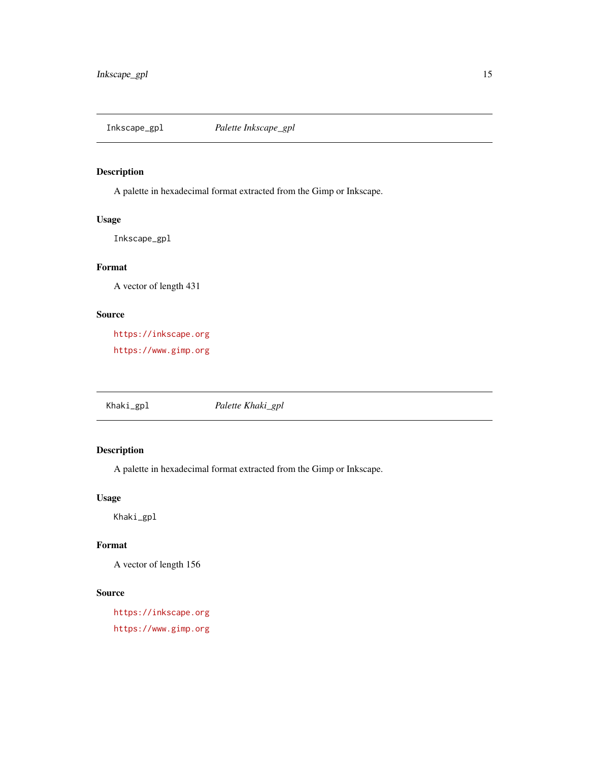## Inkscape_gpl *Palette Inkscape_gpl*

### Description

A palette in hexadecimal format extracted from the Gimp or Inkscape.

### Usage

```
Inkscape_gpl
```

### Format

A vector of length 431

### Source

https://inkscape.org

https://www.gimp.org

## Khaki_gpl *Palette Khaki_gpl*

### Description

A palette in hexadecimal format extracted from the Gimp or Inkscape.

### Usage

```
Khaki_gpl
```

### Format

A vector of length 156

### Source

https://inkscape.org

https://www.gimp.org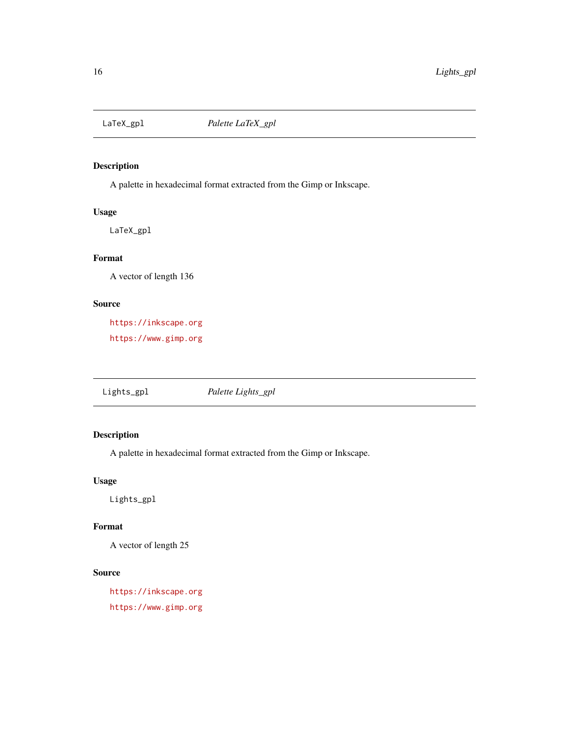LaTeX_gpl *Palette LaTeX_gpl*

## Description

A palette in hexadecimal format extracted from the Gimp or Inkscape.

## Usage

```
LaTeX_gpl
```

## Format

A vector of length 136

## Source

https://inkscape.org

https://www.gimp.org

---

Lights_gpl *Palette Lights_gpl*

## Description

A palette in hexadecimal format extracted from the Gimp or Inkscape.

## Usage

```
Lights_gpl
```

## Format

A vector of length 25

## Source

https://inkscape.org

https://www.gimp.org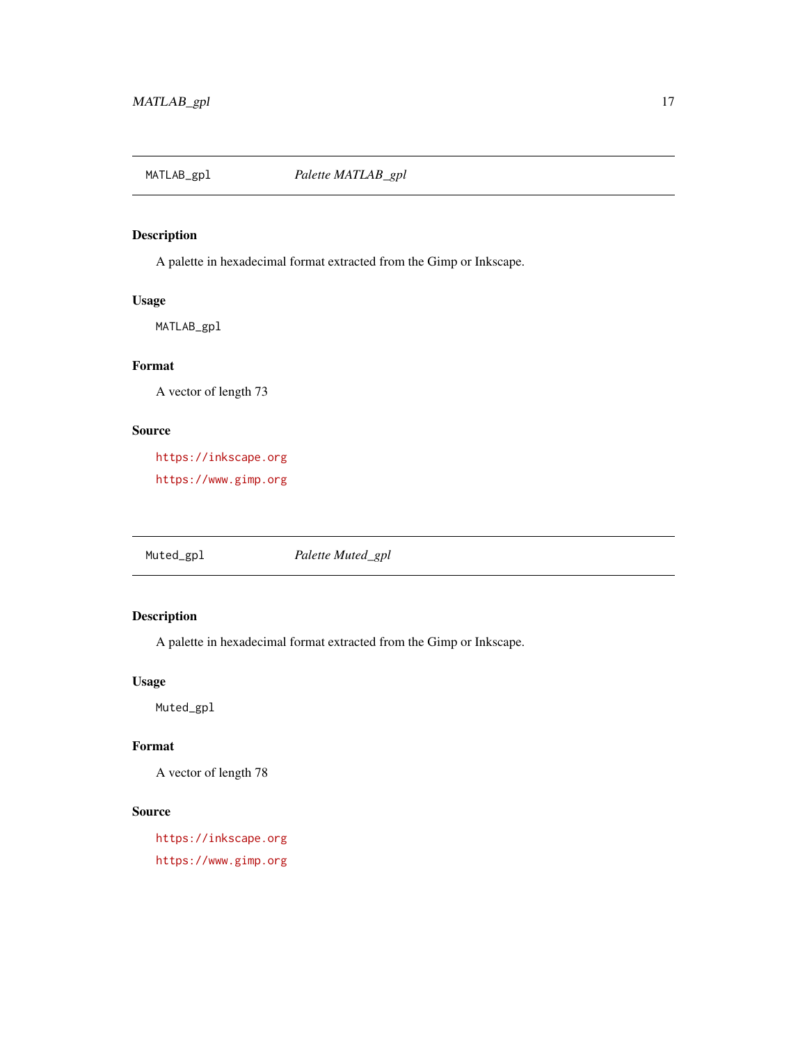## MATLAB_gpl — *Palette MATLAB_gpl*

### Description

A palette in hexadecimal format extracted from the Gimp or Inkscape.

### Usage

```
MATLAB_gpl
```

### Format

A vector of length 73

### Source

https://inkscape.org

https://www.gimp.org

## Muted_gpl — *Palette Muted_gpl*

### Description

A palette in hexadecimal format extracted from the Gimp or Inkscape.

### Usage

```
Muted_gpl
```

### Format

A vector of length 78

### Source

https://inkscape.org

https://www.gimp.org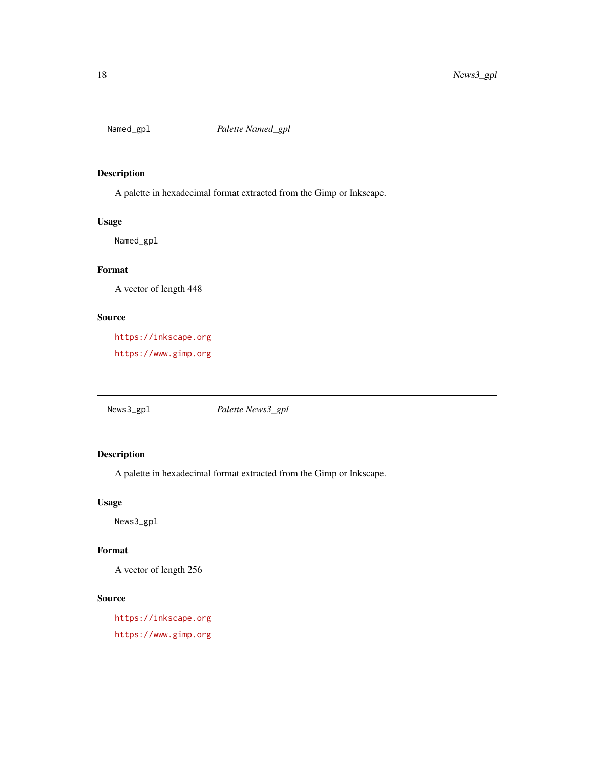## Named_gpl    *Palette Named_gpl*

### Description

A palette in hexadecimal format extracted from the Gimp or Inkscape.

### Usage

```
Named_gpl
```

### Format

A vector of length 448

### Source

https://inkscape.org

https://www.gimp.org

## News3_gpl    *Palette News3_gpl*

### Description

A palette in hexadecimal format extracted from the Gimp or Inkscape.

### Usage

```
News3_gpl
```

### Format

A vector of length 256

### Source

https://inkscape.org

https://www.gimp.org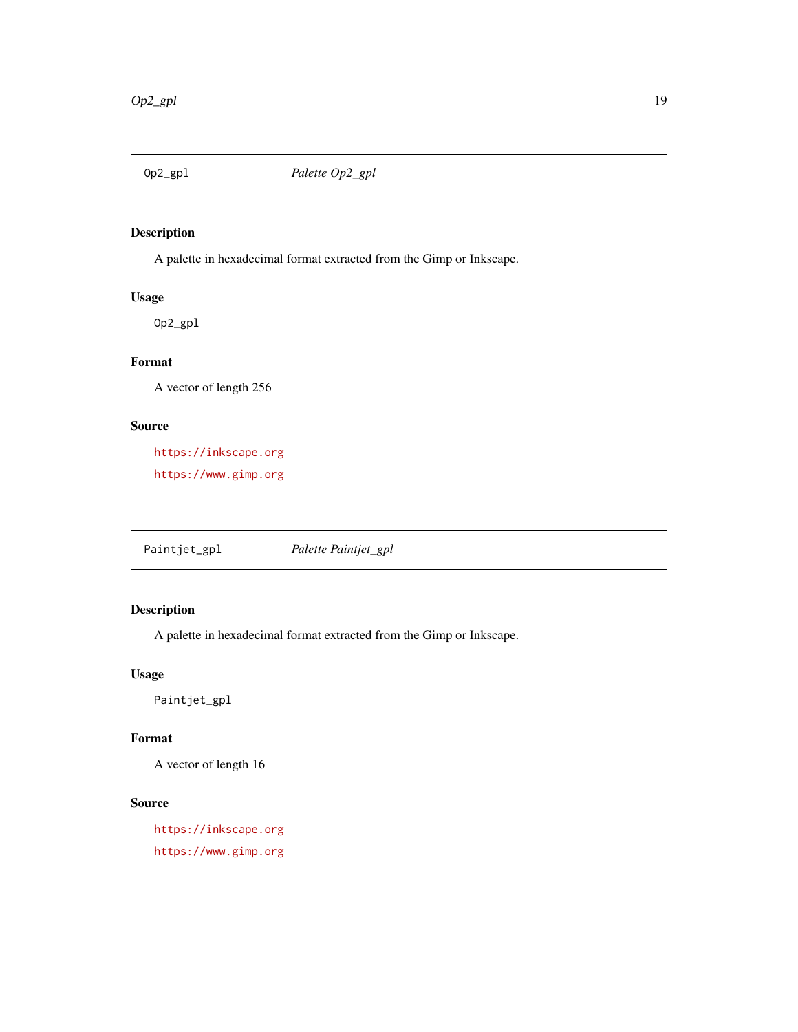## Op2_gpl — *Palette Op2_gpl*

### Description

A palette in hexadecimal format extracted from the Gimp or Inkscape.

### Usage

```
Op2_gpl
```

### Format

A vector of length 256

### Source

https://inkscape.org

https://www.gimp.org

## Paintjet_gpl — *Palette Paintjet_gpl*

### Description

A palette in hexadecimal format extracted from the Gimp or Inkscape.

### Usage

```
Paintjet_gpl
```

### Format

A vector of length 16

### Source

https://inkscape.org

https://www.gimp.org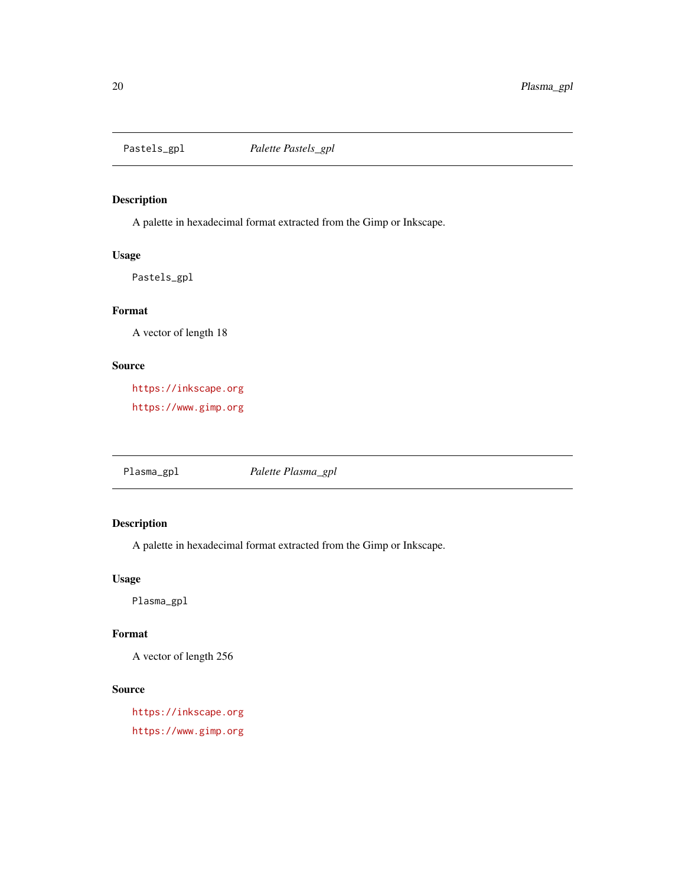## Pastels_gpl    *Palette Pastels_gpl*

### Description

A palette in hexadecimal format extracted from the Gimp or Inkscape.

### Usage

```
Pastels_gpl
```

### Format

A vector of length 18

### Source

https://inkscape.org

https://www.gimp.org

## Plasma_gpl    *Palette Plasma_gpl*

### Description

A palette in hexadecimal format extracted from the Gimp or Inkscape.

### Usage

```
Plasma_gpl
```

### Format

A vector of length 256

### Source

https://inkscape.org

https://www.gimp.org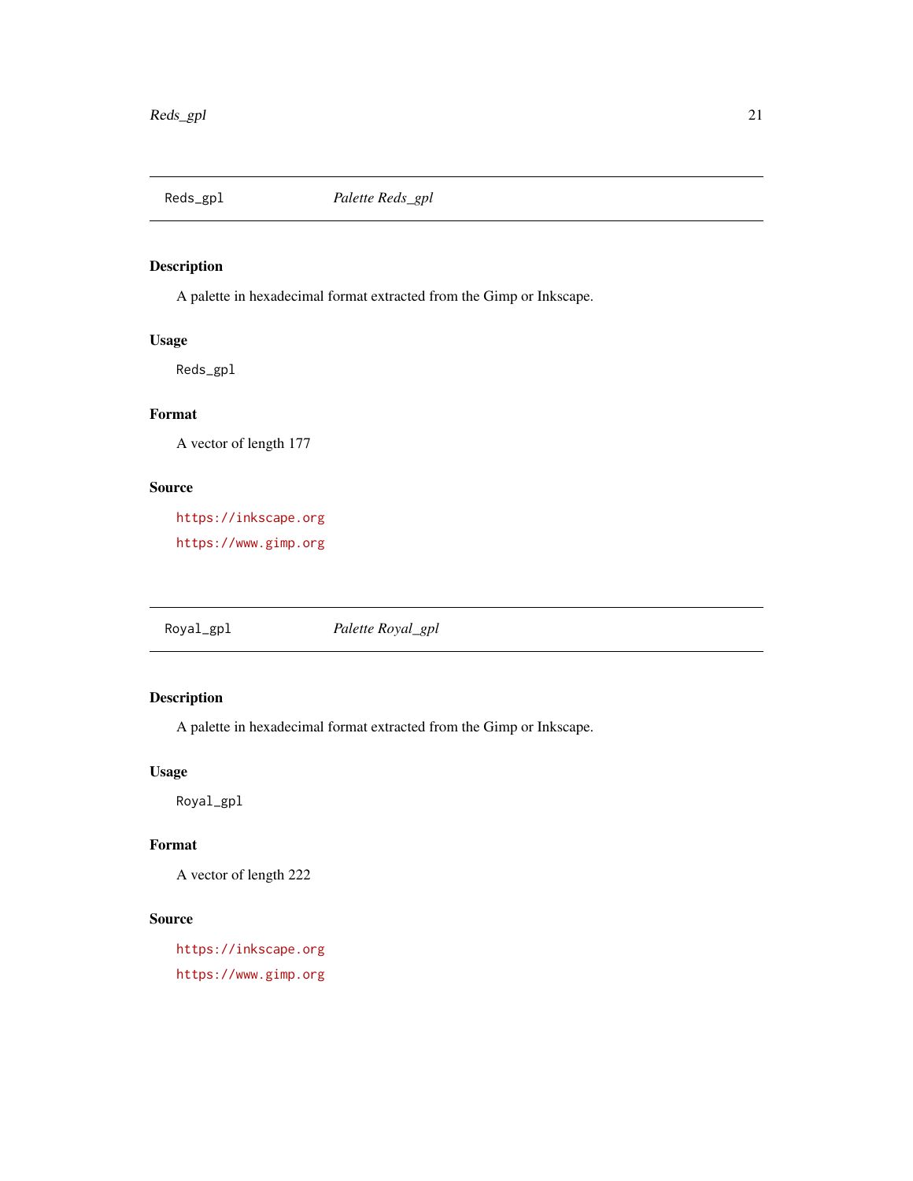## Reds_gpl — *Palette Reds_gpl*

### Description

A palette in hexadecimal format extracted from the Gimp or Inkscape.

### Usage

```
Reds_gpl
```

### Format

A vector of length 177

### Source

https://inkscape.org

https://www.gimp.org

## Royal_gpl — *Palette Royal_gpl*

### Description

A palette in hexadecimal format extracted from the Gimp or Inkscape.

### Usage

```
Royal_gpl
```

### Format

A vector of length 222

### Source

https://inkscape.org

https://www.gimp.org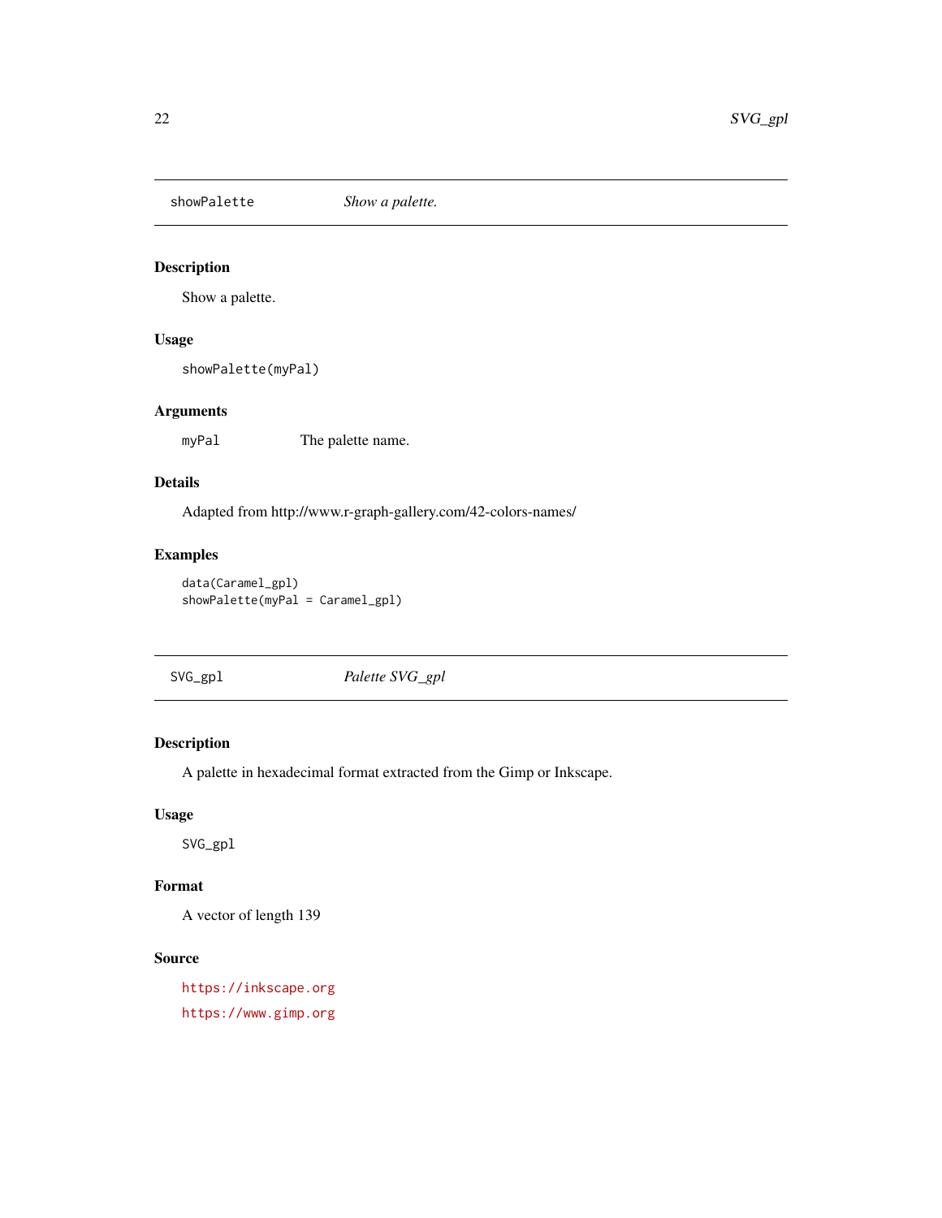## showPalette *Show a palette.*

### Description

Show a palette.

### Usage

```
showPalette(myPal)
```

### Arguments

| | |
|---|---|
| myPal | The palette name. |

### Details

Adapted from http://www.r-graph-gallery.com/42-colors-names/

### Examples

```
data(Caramel_gpl)
showPalette(myPal = Caramel_gpl)
```

## SVG_gpl *Palette SVG_gpl*

### Description

A palette in hexadecimal format extracted from the Gimp or Inkscape.

### Usage

```
SVG_gpl
```

### Format

A vector of length 139

### Source

https://inkscape.org

https://www.gimp.org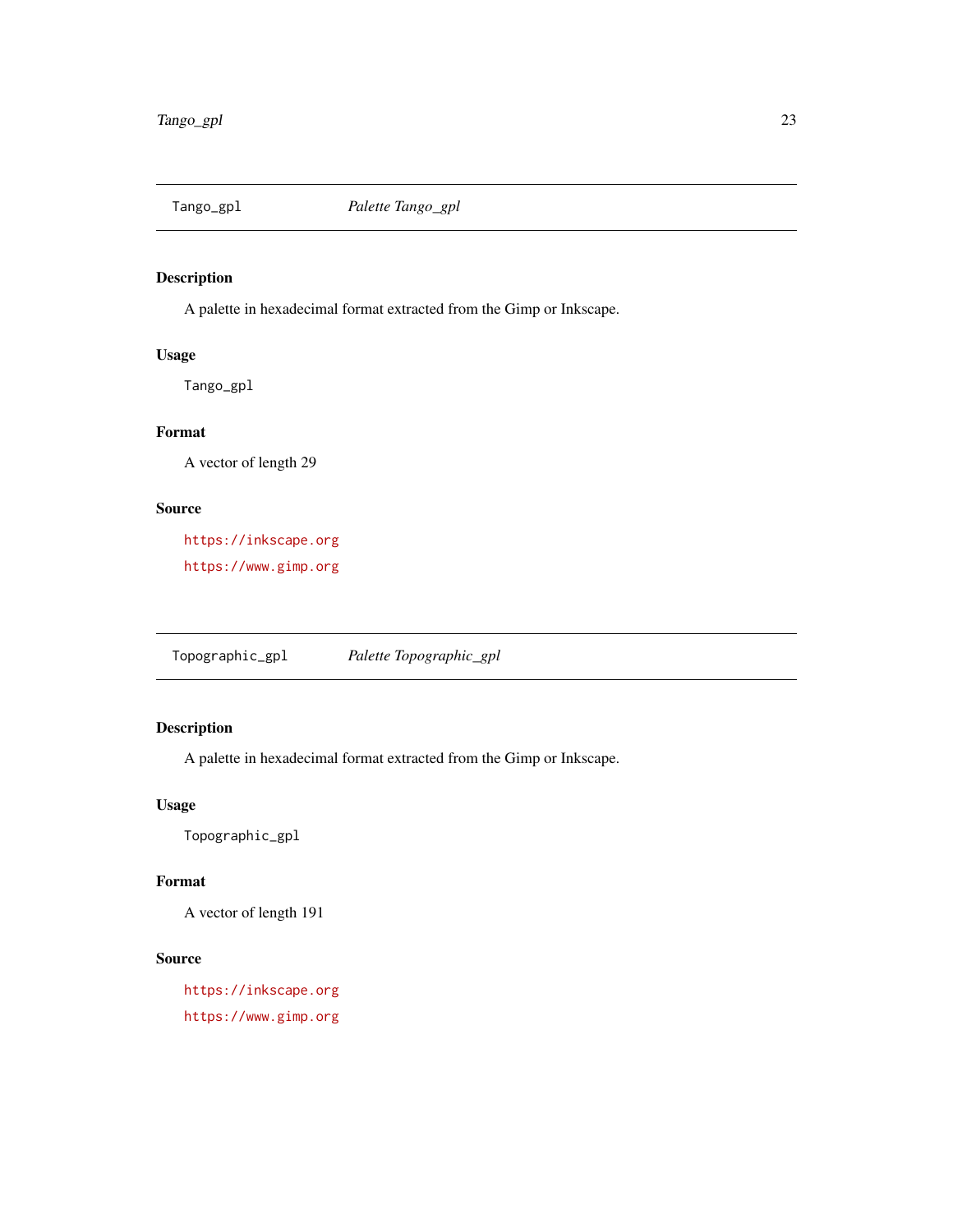## Tango_gpl — *Palette Tango_gpl*

### Description

A palette in hexadecimal format extracted from the Gimp or Inkscape.

### Usage

```
Tango_gpl
```

### Format

A vector of length 29

### Source

https://inkscape.org

https://www.gimp.org

## Topographic_gpl — *Palette Topographic_gpl*

### Description

A palette in hexadecimal format extracted from the Gimp or Inkscape.

### Usage

```
Topographic_gpl
```

### Format

A vector of length 191

### Source

https://inkscape.org

https://www.gimp.org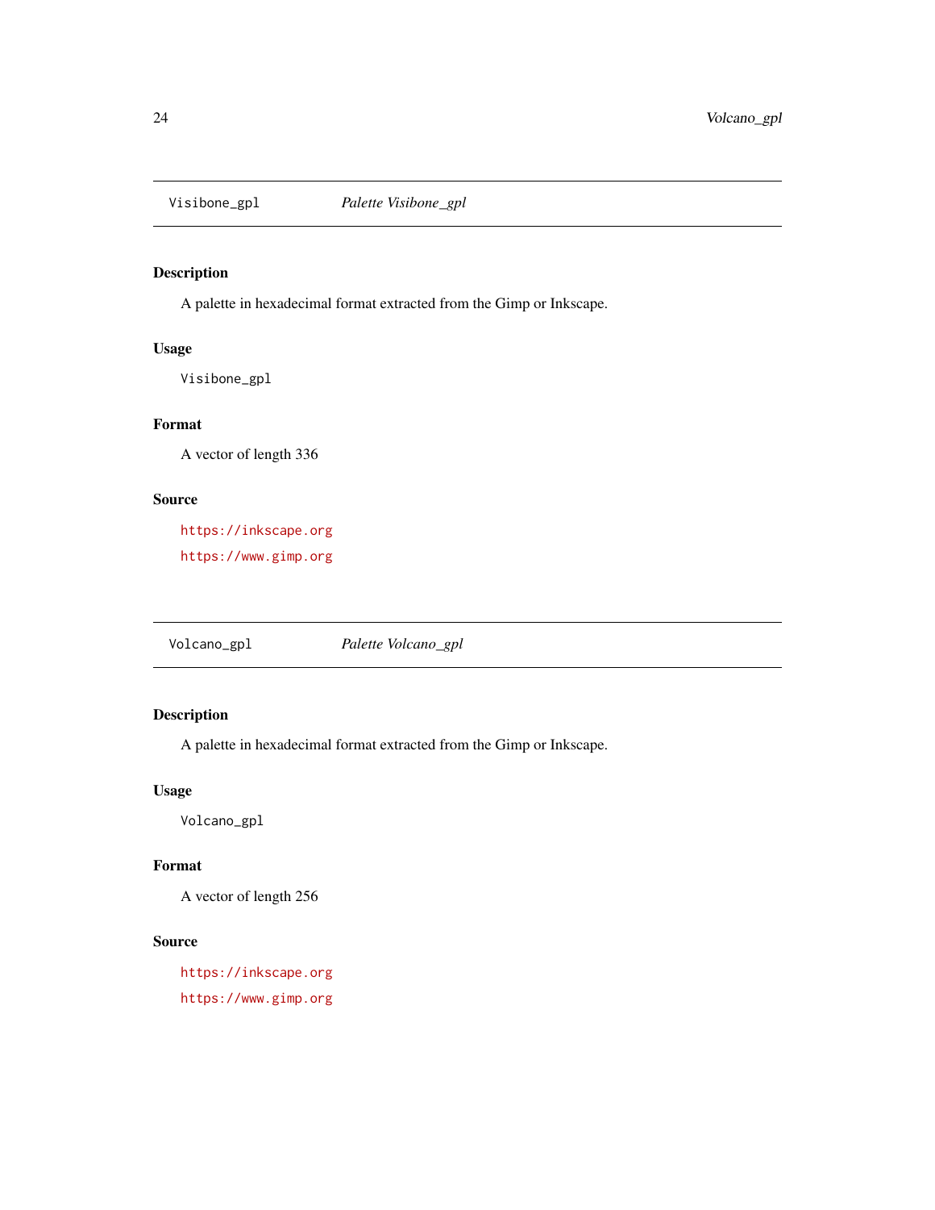## Visibone_gpl *Palette Visibone_gpl*

### Description

A palette in hexadecimal format extracted from the Gimp or Inkscape.

### Usage

```
Visibone_gpl
```

### Format

A vector of length 336

### Source

https://inkscape.org

https://www.gimp.org

## Volcano_gpl *Palette Volcano_gpl*

### Description

A palette in hexadecimal format extracted from the Gimp or Inkscape.

### Usage

```
Volcano_gpl
```

### Format

A vector of length 256

### Source

https://inkscape.org

https://www.gimp.org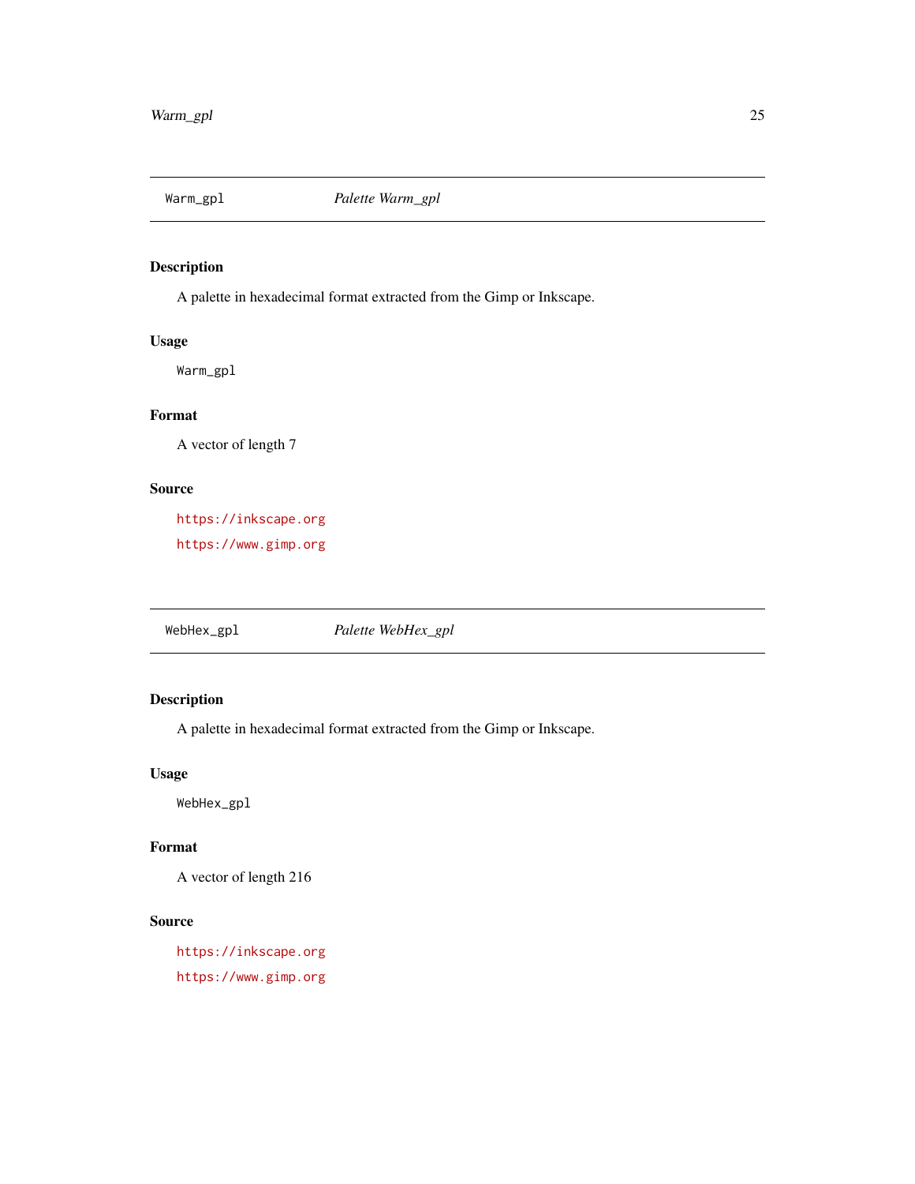## Warm_gpl *Palette Warm_gpl*

### Description

A palette in hexadecimal format extracted from the Gimp or Inkscape.

### Usage

```
Warm_gpl
```

### Format

A vector of length 7

### Source

https://inkscape.org

https://www.gimp.org

## WebHex_gpl *Palette WebHex_gpl*

### Description

A palette in hexadecimal format extracted from the Gimp or Inkscape.

### Usage

```
WebHex_gpl
```

### Format

A vector of length 216

### Source

https://inkscape.org

https://www.gimp.org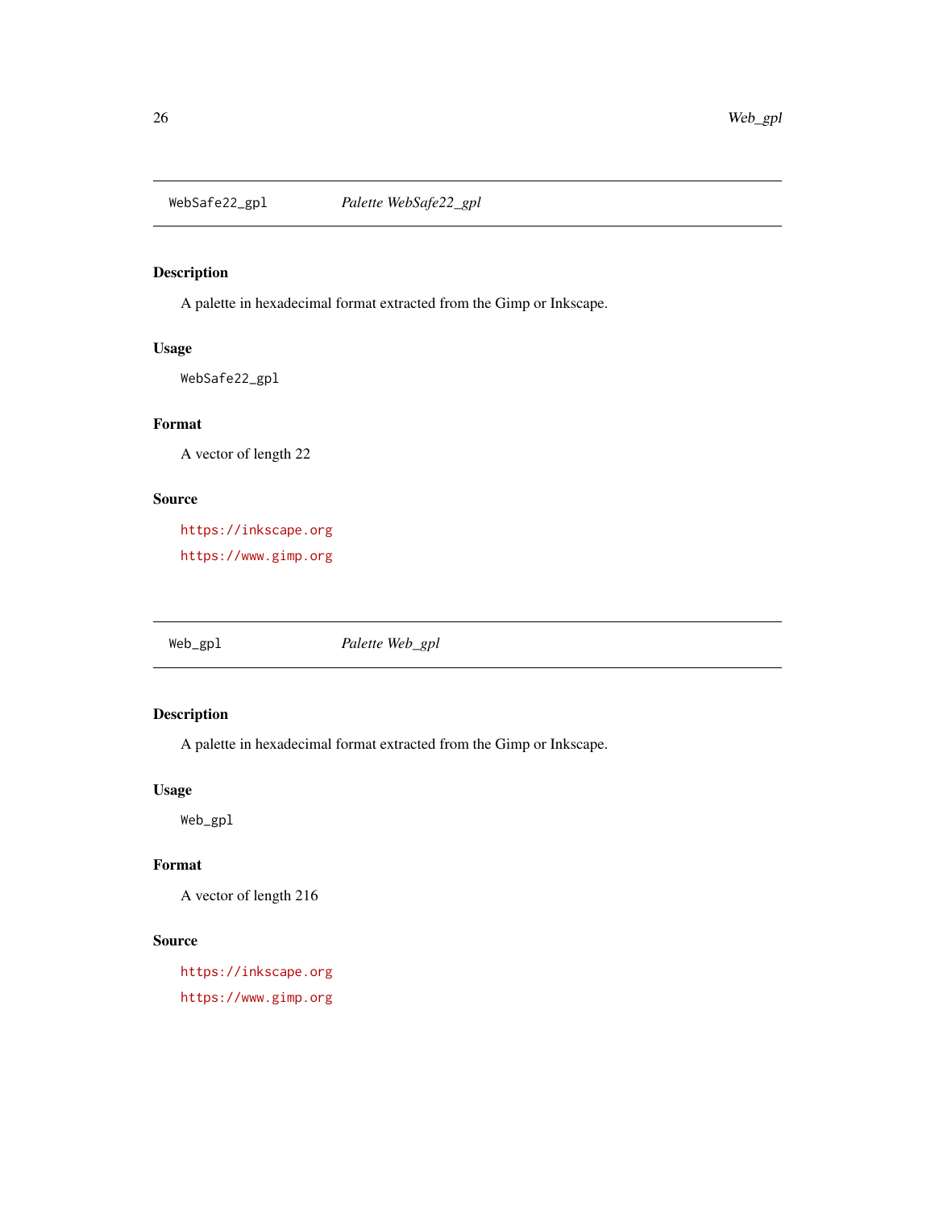## WebSafe22_gpl — *Palette WebSafe22_gpl*

### Description

A palette in hexadecimal format extracted from the Gimp or Inkscape.

### Usage

```
WebSafe22_gpl
```

### Format

A vector of length 22

### Source

https://inkscape.org

https://www.gimp.org

## Web_gpl — *Palette Web_gpl*

### Description

A palette in hexadecimal format extracted from the Gimp or Inkscape.

### Usage

```
Web_gpl
```

### Format

A vector of length 216

### Source

https://inkscape.org

https://www.gimp.org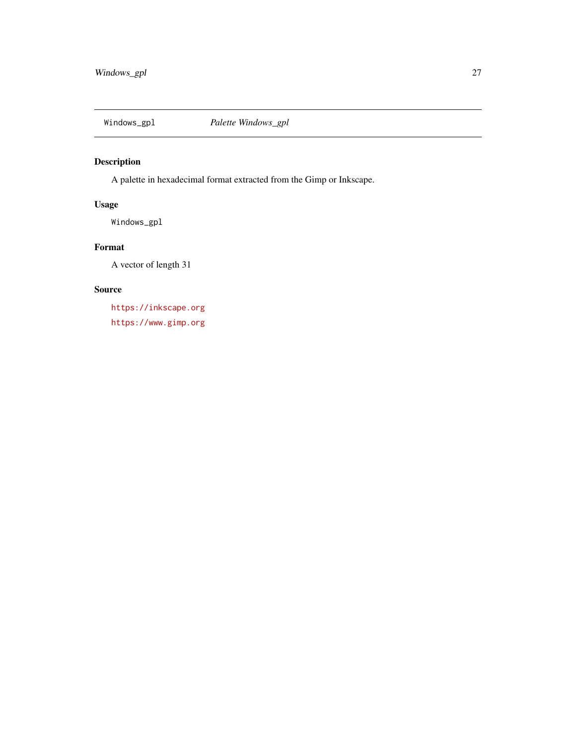## Windows_gpl — *Palette Windows_gpl*

### Description

A palette in hexadecimal format extracted from the Gimp or Inkscape.

### Usage

```
Windows_gpl
```

### Format

A vector of length 31

### Source

https://inkscape.org

https://www.gimp.org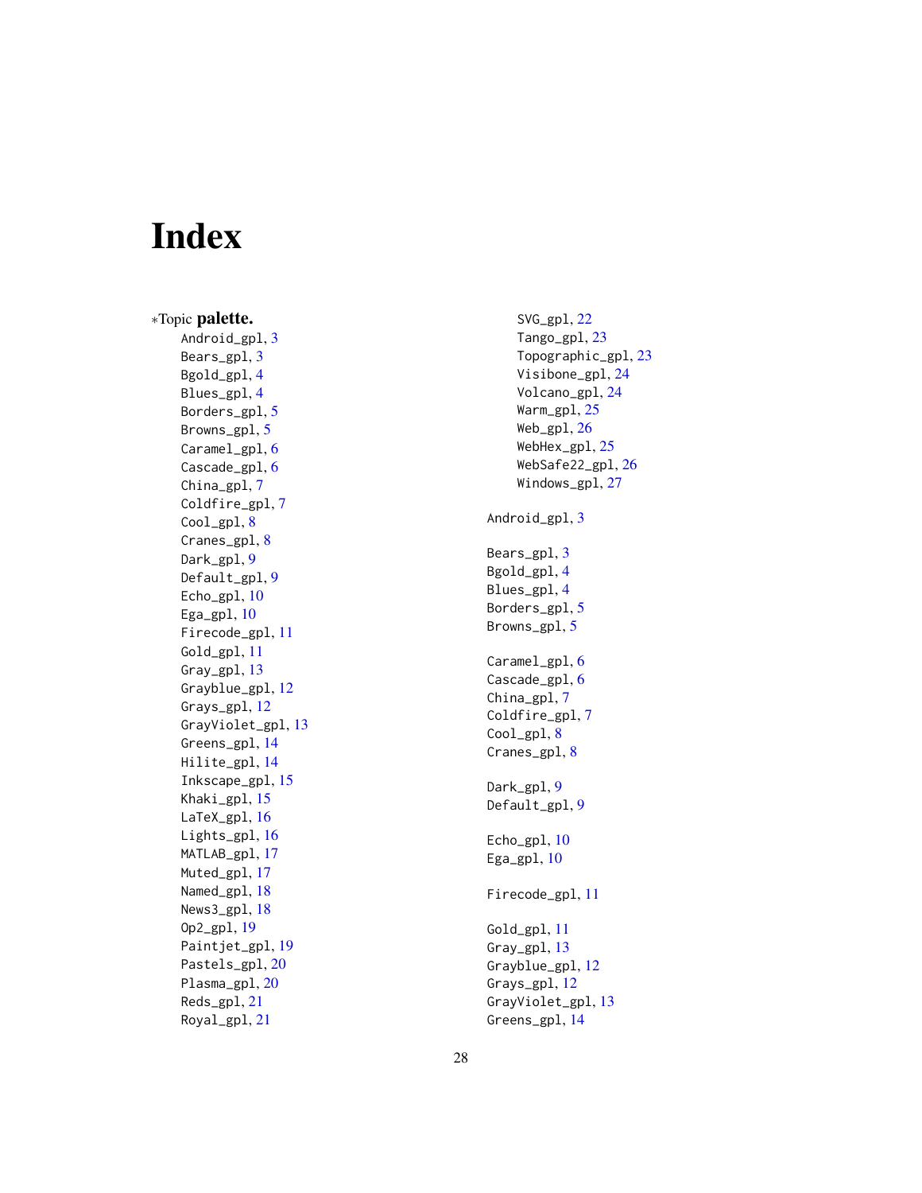# Index

∗Topic **palette.**

Android_gpl, 3
Bears_gpl, 3
Bgold_gpl, 4
Blues_gpl, 4
Borders_gpl, 5
Browns_gpl, 5
Caramel_gpl, 6
Cascade_gpl, 6
China_gpl, 7
Coldfire_gpl, 7
Cool_gpl, 8
Cranes_gpl, 8
Dark_gpl, 9
Default_gpl, 9
Echo_gpl, 10
Ega_gpl, 10
Firecode_gpl, 11
Gold_gpl, 11
Gray_gpl, 13
Grayblue_gpl, 12
Grays_gpl, 12
GrayViolet_gpl, 13
Greens_gpl, 14
Hilite_gpl, 14
Inkscape_gpl, 15
Khaki_gpl, 15
LaTeX_gpl, 16
Lights_gpl, 16
MATLAB_gpl, 17
Muted_gpl, 17
Named_gpl, 18
News3_gpl, 18
Op2_gpl, 19
Paintjet_gpl, 19
Pastels_gpl, 20
Plasma_gpl, 20
Reds_gpl, 21
Royal_gpl, 21
SVG_gpl, 22
Tango_gpl, 23
Topographic_gpl, 23
Visibone_gpl, 24
Volcano_gpl, 24
Warm_gpl, 25
Web_gpl, 26
WebHex_gpl, 25
WebSafe22_gpl, 26
Windows_gpl, 27

Android_gpl, 3

Bears_gpl, 3
Bgold_gpl, 4
Blues_gpl, 4
Borders_gpl, 5
Browns_gpl, 5

Caramel_gpl, 6
Cascade_gpl, 6
China_gpl, 7
Coldfire_gpl, 7
Cool_gpl, 8
Cranes_gpl, 8

Dark_gpl, 9
Default_gpl, 9

Echo_gpl, 10
Ega_gpl, 10

Firecode_gpl, 11

Gold_gpl, 11
Gray_gpl, 13
Grayblue_gpl, 12
Grays_gpl, 12
GrayViolet_gpl, 13
Greens_gpl, 14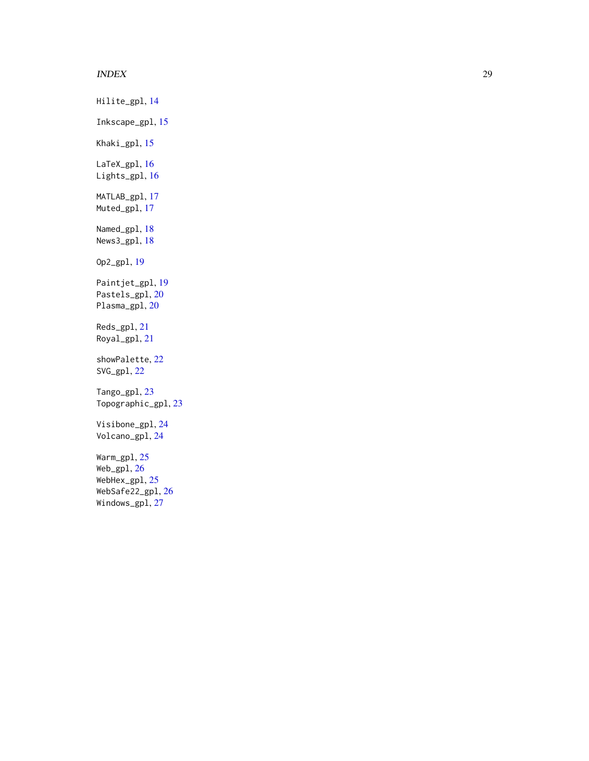Hilite_gpl, 14

Inkscape_gpl, 15

Khaki_gpl, 15

LaTeX_gpl, 16
Lights_gpl, 16

MATLAB_gpl, 17
Muted_gpl, 17

Named_gpl, 18
News3_gpl, 18

Op2_gpl, 19

Paintjet_gpl, 19
Pastels_gpl, 20
Plasma_gpl, 20

Reds_gpl, 21
Royal_gpl, 21

showPalette, 22
SVG_gpl, 22

Tango_gpl, 23
Topographic_gpl, 23

Visibone_gpl, 24
Volcano_gpl, 24

Warm_gpl, 25
Web_gpl, 26
WebHex_gpl, 25
WebSafe22_gpl, 26
Windows_gpl, 27